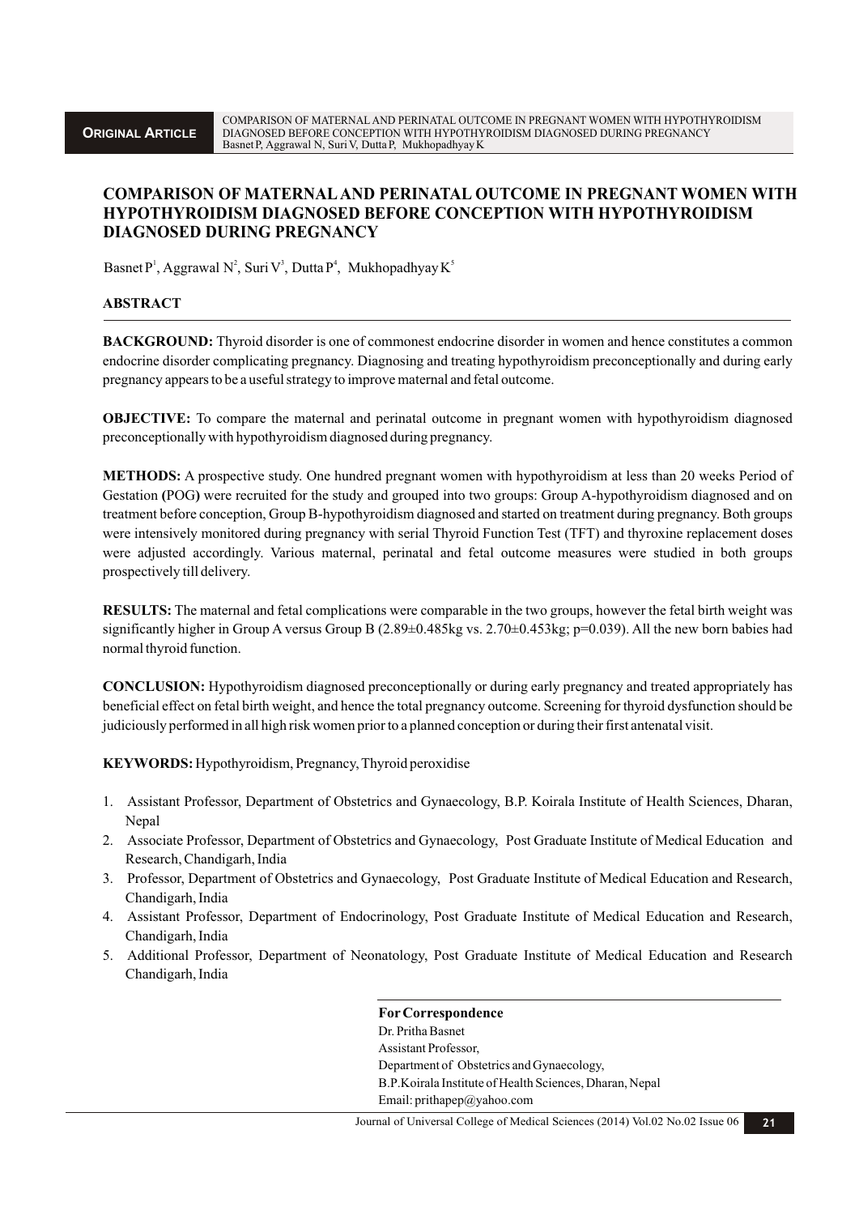**ORIGINAL ARTICLE**

# COMPARISON OF MATERNAL AND PERINATAL OUTCOME IN PREGNANT WOMEN WITH HYPOTHYROIDISM DIAGNOSED BEFORE CONCEPTION WITH HYPOTHYROIDISM DIAGNOSED DURING PREGNANCY

Basnet P[1], Aggrawal N[2], Suri V[3], Dutta P[4], Mukhopadhyay K[5]

## ABSTRACT

**BACKGROUND:** Thyroid disorder is one of commonest endocrine disorder in women and hence constitutes a common endocrine disorder complicating pregnancy. Diagnosing and treating hypothyroidism preconceptionally and during early pregnancy appears to be a useful strategy to improve maternal and fetal outcome.

**OBJECTIVE:** To compare the maternal and perinatal outcome in pregnant women with hypothyroidism diagnosed preconceptionally with hypothyroidism diagnosed during pregnancy.

**METHODS:** A prospective study. One hundred pregnant women with hypothyroidism at less than 20 weeks Period of Gestation **(**POG**)** were recruited for the study and grouped into two groups: Group A-hypothyroidism diagnosed and on treatment before conception, Group B-hypothyroidism diagnosed and started on treatment during pregnancy. Both groups were intensively monitored during pregnancy with serial Thyroid Function Test (TFT) and thyroxine replacement doses were adjusted accordingly. Various maternal, perinatal and fetal outcome measures were studied in both groups prospectively till delivery.

**RESULTS:** The maternal and fetal complications were comparable in the two groups, however the fetal birth weight was significantly higher in Group A versus Group B (2.89±0.485kg vs. 2.70±0.453kg; $p=0.039$). All the new born babies had normal thyroid function.

**CONCLUSION:** Hypothyroidism diagnosed preconceptionally or during early pregnancy and treated appropriately has beneficial effect on fetal birth weight, and hence the total pregnancy outcome. Screening for thyroid dysfunction should be judiciously performed in all high risk women prior to a planned conception or during their first antenatal visit.

**KEYWORDS:** Hypothyroidism, Pregnancy, Thyroid peroxidise

1. Assistant Professor, Department of Obstetrics and Gynaecology, B.P. Koirala Institute of Health Sciences, Dharan, Nepal
2. Associate Professor, Department of Obstetrics and Gynaecology, Post Graduate Institute of Medical Education and Research, Chandigarh, India
3. Professor, Department of Obstetrics and Gynaecology, Post Graduate Institute of Medical Education and Research, Chandigarh, India
4. Assistant Professor, Department of Endocrinology, Post Graduate Institute of Medical Education and Research, Chandigarh, India
5. Additional Professor, Department of Neonatology, Post Graduate Institute of Medical Education and Research Chandigarh, India

**For Correspondence**
Dr. Pritha Basnet
Assistant Professor,
Department of Obstetrics and Gynaecology,
B.P.Koirala Institute of Health Sciences, Dharan, Nepal
Email: prithapep@yahoo.com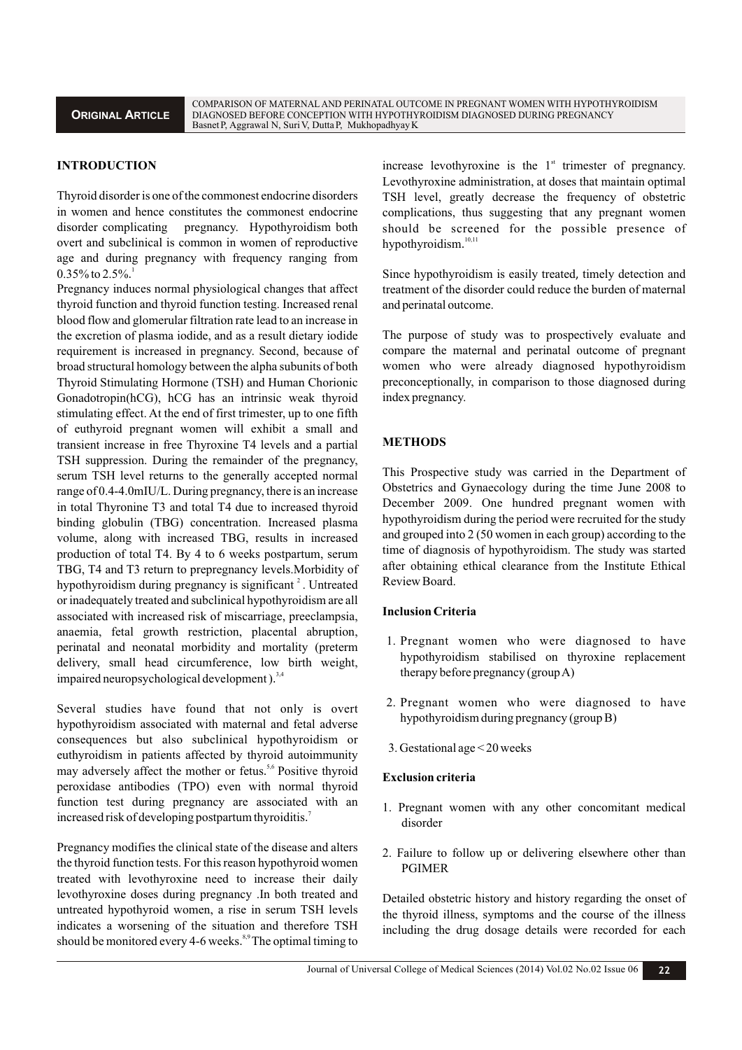## INTRODUCTION

Thyroid disorder is one of the commonest endocrine disorders in women and hence constitutes the commonest endocrine disorder complicating pregnancy. Hypothyroidism both overt and subclinical is common in women of reproductive age and during pregnancy with frequency ranging from 0.35% to 2.5%.[1]

Pregnancy induces normal physiological changes that affect thyroid function and thyroid function testing. Increased renal blood flow and glomerular filtration rate lead to an increase in the excretion of plasma iodide, and as a result dietary iodide requirement is increased in pregnancy. Second, because of broad structural homology between the alpha subunits of both Thyroid Stimulating Hormone (TSH) and Human Chorionic Gonadotropin(hCG), hCG has an intrinsic weak thyroid stimulating effect. At the end of first trimester, up to one fifth of euthyroid pregnant women will exhibit a small and transient increase in free Thyroxine T4 levels and a partial TSH suppression. During the remainder of the pregnancy, serum TSH level returns to the generally accepted normal range of 0.4-4.0mIU/L. During pregnancy, there is an increase in total Thyronine T3 and total T4 due to increased thyroid binding globulin (TBG) concentration. Increased plasma volume, along with increased TBG, results in increased production of total T4. By 4 to 6 weeks postpartum, serum TBG, T4 and T3 return to prepregnancy levels.Morbidity of hypothyroidism during pregnancy is significant [2]. Untreated or inadequately treated and subclinical hypothyroidism are all associated with increased risk of miscarriage, preeclampsia, anaemia, fetal growth restriction, placental abruption, perinatal and neonatal morbidity and mortality (preterm delivery, small head circumference, low birth weight, impaired neuropsychological development ).[3,4]

Several studies have found that not only is overt hypothyroidism associated with maternal and fetal adverse consequences but also subclinical hypothyroidism or euthyroidism in patients affected by thyroid autoimmunity may adversely affect the mother or fetus.[5,6] Positive thyroid peroxidase antibodies (TPO) even with normal thyroid function test during pregnancy are associated with an increased risk of developing postpartum thyroiditis.[7]

Pregnancy modifies the clinical state of the disease and alters the thyroid function tests. For this reason hypothyroid women treated with levothyroxine need to increase their daily levothyroxine doses during pregnancy .In both treated and untreated hypothyroid women, a rise in serum TSH levels indicates a worsening of the situation and therefore TSH should be monitored every 4-6 weeks.[8,9] The optimal timing to increase levothyroxine is the 1st trimester of pregnancy. Levothyroxine administration, at doses that maintain optimal TSH level, greatly decrease the frequency of obstetric complications, thus suggesting that any pregnant women should be screened for the possible presence of hypothyroidism.[10,11]

Since hypothyroidism is easily treated, timely detection and treatment of the disorder could reduce the burden of maternal and perinatal outcome.

The purpose of study was to prospectively evaluate and compare the maternal and perinatal outcome of pregnant women who were already diagnosed hypothyroidism preconceptionally, in comparison to those diagnosed during index pregnancy.

## METHODS

This Prospective study was carried in the Department of Obstetrics and Gynaecology during the time June 2008 to December 2009. One hundred pregnant women with hypothyroidism during the period were recruited for the study and grouped into 2 (50 women in each group) according to the time of diagnosis of hypothyroidism. The study was started after obtaining ethical clearance from the Institute Ethical Review Board.

### Inclusion Criteria

1. Pregnant women who were diagnosed to have hypothyroidism stabilised on thyroxine replacement therapy before pregnancy (group A)
2. Pregnant women who were diagnosed to have hypothyroidism during pregnancy (group B)
3. Gestational age < 20 weeks

### Exclusion criteria

1. Pregnant women with any other concomitant medical disorder
2. Failure to follow up or delivering elsewhere other than PGIMER

Detailed obstetric history and history regarding the onset of the thyroid illness, symptoms and the course of the illness including the drug dosage details were recorded for each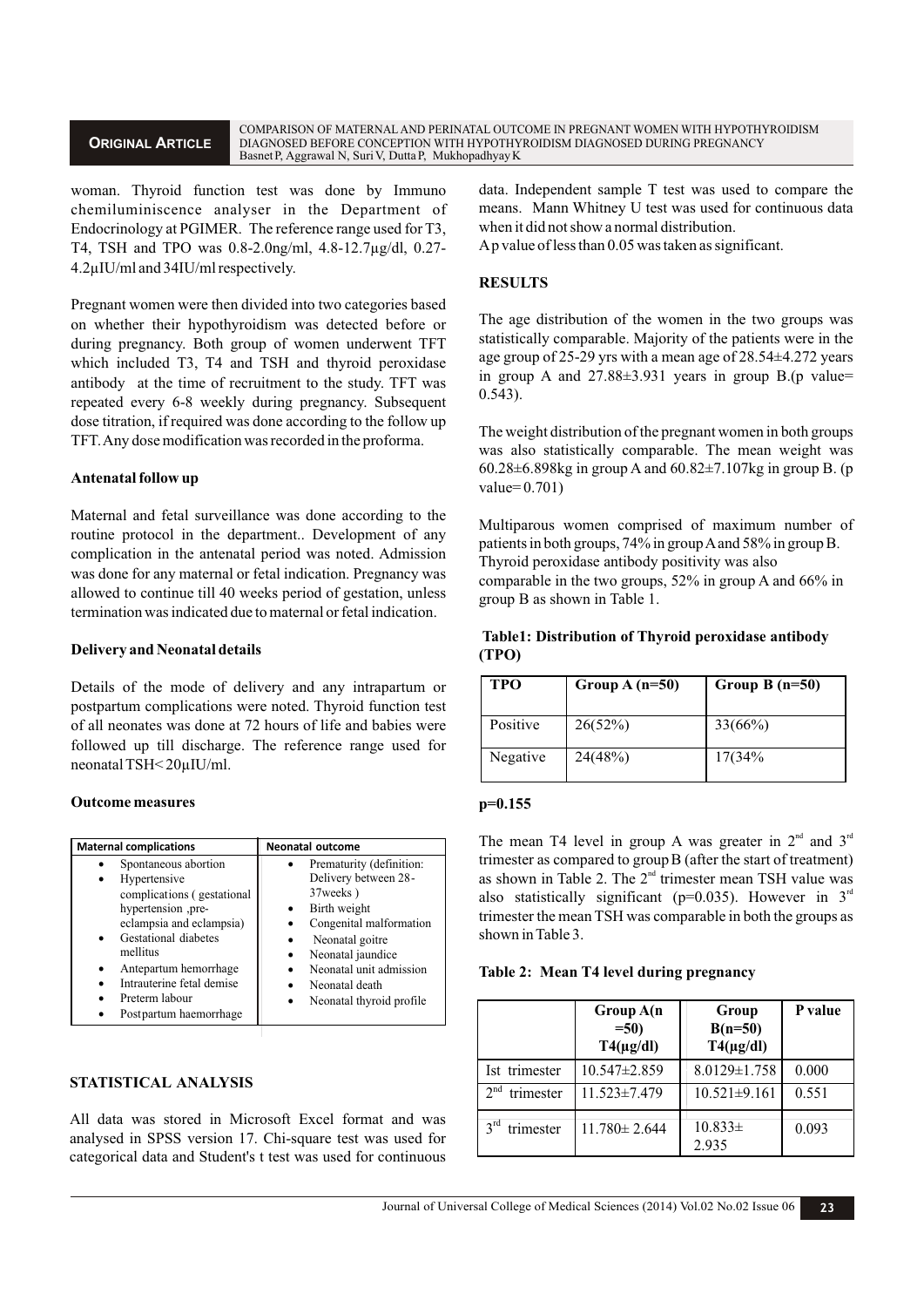woman. Thyroid function test was done by Immuno chemiluminiscence analyser in the Department of Endocrinology at PGIMER. The reference range used for T3, T4, TSH and TPO was 0.8-2.0ng/ml, 4.8-12.7μg/dl, 0.27-4.2μIU/ml and 34IU/ml respectively.

Pregnant women were then divided into two categories based on whether their hypothyroidism was detected before or during pregnancy. Both group of women underwent TFT which included T3, T4 and TSH and thyroid peroxidase antibody at the time of recruitment to the study. TFT was repeated every 6-8 weekly during pregnancy. Subsequent dose titration, if required was done according to the follow up TFT. Any dose modification was recorded in the proforma.

### Antenatal follow up

Maternal and fetal surveillance was done according to the routine protocol in the department.. Development of any complication in the antenatal period was noted. Admission was done for any maternal or fetal indication. Pregnancy was allowed to continue till 40 weeks period of gestation, unless termination was indicated due to maternal or fetal indication.

### Delivery and Neonatal details

Details of the mode of delivery and any intrapartum or postpartum complications were noted. Thyroid function test of all neonates was done at 72 hours of life and babies were followed up till discharge. The reference range used for neonatal TSH< 20μIU/ml.

### Outcome measures

| Maternal complications | Neonatal outcome |
|---|---|
| • Spontaneous abortion<br>• Hypertensive complications ( gestational hypertension ,pre-eclampsia and eclampsia)<br>• Gestational diabetes mellitus<br>• Antepartum hemorrhage<br>• Intrauterine fetal demise<br>• Preterm labour<br>• Postpartum haemorrhage | • Prematurity (definition: Delivery between 28-37weeks )<br>• Birth weight<br>• Congenital malformation<br>• Neonatal goitre<br>• Neonatal jaundice<br>• Neonatal unit admission<br>• Neonatal death<br>• Neonatal thyroid profile |

## STATISTICAL ANALYSIS

All data was stored in Microsoft Excel format and was analysed in SPSS version 17. Chi-square test was used for categorical data and Student's t test was used for continuous data. Independent sample T test was used to compare the means. Mann Whitney U test was used for continuous data when it did not show a normal distribution.

A p value of less than 0.05 was taken as significant.

## RESULTS

The age distribution of the women in the two groups was statistically comparable. Majority of the patients were in the age group of 25-29 yrs with a mean age of 28.54±4.272 years in group A and 27.88±3.931 years in group B.(p value= 0.543).

The weight distribution of the pregnant women in both groups was also statistically comparable. The mean weight was 60.28±6.898kg in group A and 60.82±7.107kg in group B. (p value= 0.701)

Multiparous women comprised of maximum number of patients in both groups, 74% in group A and 58% in group B. Thyroid peroxidase antibody positivity was also comparable in the two groups, 52% in group A and 66% in group B as shown in Table 1.

**Table1: Distribution of Thyroid peroxidase antibody (TPO)**

| TPO | Group A (n=50) | Group B (n=50) |
|---|---|---|
| Positive | 26(52%) | 33(66%) |
| Negative | 24(48%) | 17(34% |

**p=0.155**

The mean T4 level in group A was greater in 2[nd] and 3[rd] trimester as compared to group B (after the start of treatment) as shown in Table 2. The 2[nd] trimester mean TSH value was also statistically significant (p=0.035). However in 3[rd] trimester the mean TSH was comparable in both the groups as shown in Table 3.

**Table 2: Mean T4 level during pregnancy**

| | Group A(n =50) T4(μg/dl) | Group B(n=50) T4(μg/dl) | P value |
|---|---|---|---|
| Ist trimester | 10.547±2.859 | 8.0129±1.758 | 0.000 |
| 2[nd] trimester | 11.523±7.479 | 10.521±9.161 | 0.551 |
| 3[rd] trimester | 11.780± 2.644 | 10.833± 2.935 | 0.093 |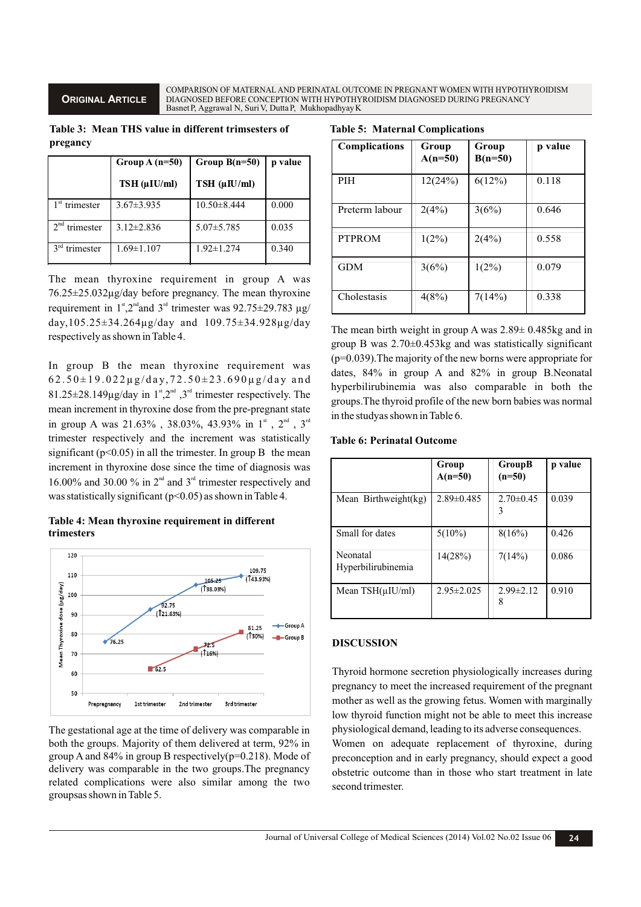**Table 3: Mean THS value in different trimsesters of pregancy**

| | Group A (n=50) TSH (μIU/ml) | Group B(n=50) TSH (μIU/ml) | p value |
|---|---|---|---|
| 1st trimester | 3.67±3.935 | 10.50±8.444 | 0.000 |
| 2nd trimester | 3.12±2.836 | 5.07±5.785 | 0.035 |
| 3rd trimester | 1.69±1.107 | 1.92±1.274 | 0.340 |

The mean thyroxine requirement in group A was 76.25±25.032μg/day before pregnancy. The mean thyroxine requirement in 1st,2nd and 3rd trimester was 92.75±29.783 μg/day,105.25±34.264μg/day and 109.75±34.928μg/day respectively as shown in Table 4.

In group B the mean thyroxine requirement was 62.50±19.022μg/day,72.50±23.690μg/day and 81.25±28.149μg/day in 1st,2nd ,3rd trimester respectively. The mean increment in thyroxine dose from the pre-pregnant state in group A was 21.63% , 38.03%, 43.93% in 1st , 2nd , 3rd trimester respectively and the increment was statistically significant ($p<0.05$) in all the trimester. In group B the mean increment in thyroxine dose since the time of diagnosis was 16.00% and 30.00 % in 2nd and 3rd trimester respectively and was statistically significant ($p<0.05$) as shown in Table 4.

**Table 4: Mean thyroxine requirement in different trimesters**

The gestational age at the time of delivery was comparable in both the groups. Majority of them delivered at term, 92% in group A and 84% in group B respectively(p=0.218). Mode of delivery was comparable in the two groups.The pregnancy related complications were also similar among the two groupsas shown in Table 5.

**Table 5: Maternal Complications**

| Complications | Group A(n=50) | Group B(n=50) | p value |
|---|---|---|---|
| PIH | 12(24%) | 6(12%) | 0.118 |
| Preterm labour | 2(4%) | 3(6%) | 0.646 |
| PTPROM | 1(2%) | 2(4%) | 0.558 |
| GDM | 3(6%) | 1(2%) | 0.079 |
| Cholestasis | 4(8%) | 7(14%) | 0.338 |

The mean birth weight in group A was 2.89± 0.485kg and in group B was 2.70±0.453kg and was statistically significant (p=0.039).The majority of the new borns were appropriate for dates, 84% in group A and 82% in group B.Neonatal hyperbilirubinemia was also comparable in both the groups.The thyroid profile of the new born babies was normal in the studyas shown in Table 6.

**Table 6: Perinatal Outcome**

| | Group A(n=50) | GroupB (n=50) | p value |
|---|---|---|---|
| Mean Birthweight(kg) | 2.89±0.485 | 2.70±0.453 | 0.039 |
| Small for dates | 5(10%) | 8(16%) | 0.426 |
| Neonatal Hyperbilirubinemia | 14(28%) | 7(14%) | 0.086 |
| Mean TSH(μIU/ml) | 2.95±2.025 | 2.99±2.128 | 0.910 |

## DISCUSSION

Thyroid hormone secretion physiologically increases during pregnancy to meet the increased requirement of the pregnant mother as well as the growing fetus. Women with marginally low thyroid function might not be able to meet this increase physiological demand, leading to its adverse consequences. Women on adequate replacement of thyroxine, during preconception and in early pregnancy, should expect a good obstetric outcome than in those who start treatment in late second trimester.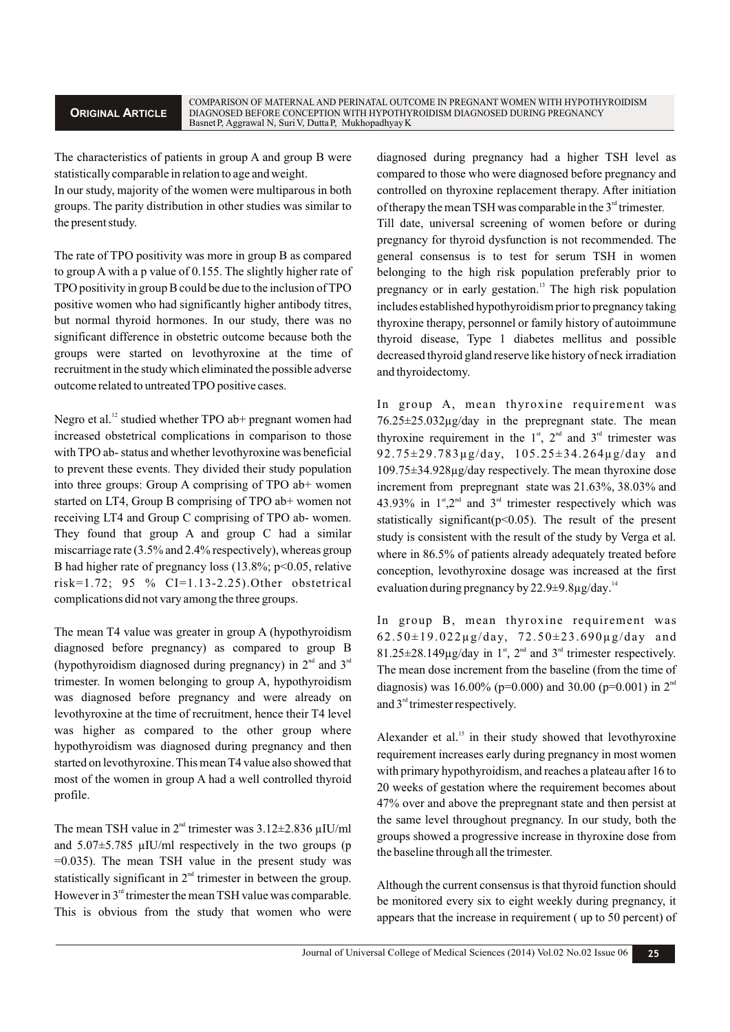The characteristics of patients in group A and group B were statistically comparable in relation to age and weight.

In our study, majority of the women were multiparous in both groups. The parity distribution in other studies was similar to the present study.

The rate of TPO positivity was more in group B as compared to group A with a p value of 0.155. The slightly higher rate of TPO positivity in group B could be due to the inclusion of TPO positive women who had significantly higher antibody titres, but normal thyroid hormones. In our study, there was no significant difference in obstetric outcome because both the groups were started on levothyroxine at the time of recruitment in the study which eliminated the possible adverse outcome related to untreated TPO positive cases.

Negro et al.[12] studied whether TPO ab+ pregnant women had increased obstetrical complications in comparison to those with TPO ab- status and whether levothyroxine was beneficial to prevent these events. They divided their study population into three groups: Group A comprising of TPO ab+ women started on LT4, Group B comprising of TPO ab+ women not receiving LT4 and Group C comprising of TPO ab- women. They found that group A and group C had a similar miscarriage rate (3.5% and 2.4% respectively), whereas group B had higher rate of pregnancy loss (13.8%; $p<0.05$, relative risk=1.72; 95 % CI=1.13-2.25). Other obstetrical complications did not vary among the three groups.

The mean T4 value was greater in group A (hypothyroidism diagnosed before pregnancy) as compared to group B (hypothyroidism diagnosed during pregnancy) in 2nd and 3rd trimester. In women belonging to group A, hypothyroidism was diagnosed before pregnancy and were already on levothyroxine at the time of recruitment, hence their T4 level was higher as compared to the other group where hypothyroidism was diagnosed during pregnancy and then started on levothyroxine. This mean T4 value also showed that most of the women in group A had a well controlled thyroid profile.

The mean TSH value in 2nd trimester was 3.12±2.836 µIU/ml and 5.07±5.785 µIU/ml respectively in the two groups (p =0.035). The mean TSH value in the present study was statistically significant in 2nd trimester in between the group. However in 3rd trimester the mean TSH value was comparable. This is obvious from the study that women who were diagnosed during pregnancy had a higher TSH level as compared to those who were diagnosed before pregnancy and controlled on thyroxine replacement therapy. After initiation of therapy the mean TSH was comparable in the 3rd trimester.

Till date, universal screening of women before or during pregnancy for thyroid dysfunction is not recommended. The general consensus is to test for serum TSH in women belonging to the high risk population preferably prior to pregnancy or in early gestation.[13] The high risk population includes established hypothyroidism prior to pregnancy taking thyroxine therapy, personnel or family history of autoimmune thyroid disease, Type 1 diabetes mellitus and possible decreased thyroid gland reserve like history of neck irradiation and thyroidectomy.

In group A, mean thyroxine requirement was 76.25±25.032µg/day in the prepregnant state. The mean thyroxine requirement in the 1st, 2nd and 3rd trimester was 92.75±29.783µg/day, 105.25±34.264µg/day and 109.75±34.928µg/day respectively. The mean thyroxine dose increment from prepregnant state was 21.63%, 38.03% and 43.93% in 1st, 2nd and 3rd trimester respectively which was statistically significant($p<0.05$). The result of the present study is consistent with the result of the study by Verga et al. where in 86.5% of patients already adequately treated before conception, levothyroxine dosage was increased at the first evaluation during pregnancy by 22.9±9.8µg/day.[14]

In group B, mean thyroxine requirement was 62.50±19.022µg/day, 72.50±23.690µg/day and 81.25±28.149µg/day in 1st, 2nd and 3rd trimester respectively. The mean dose increment from the baseline (from the time of diagnosis) was 16.00% (p=0.000) and 30.00 (p=0.001) in 2nd and 3rd trimester respectively.

Alexander et al.[15] in their study showed that levothyroxine requirement increases early during pregnancy in most women with primary hypothyroidism, and reaches a plateau after 16 to 20 weeks of gestation where the requirement becomes about 47% over and above the prepregnant state and then persist at the same level throughout pregnancy. In our study, both the groups showed a progressive increase in thyroxine dose from the baseline through all the trimester.

Although the current consensus is that thyroid function should be monitored every six to eight weekly during pregnancy, it appears that the increase in requirement ( up to 50 percent) of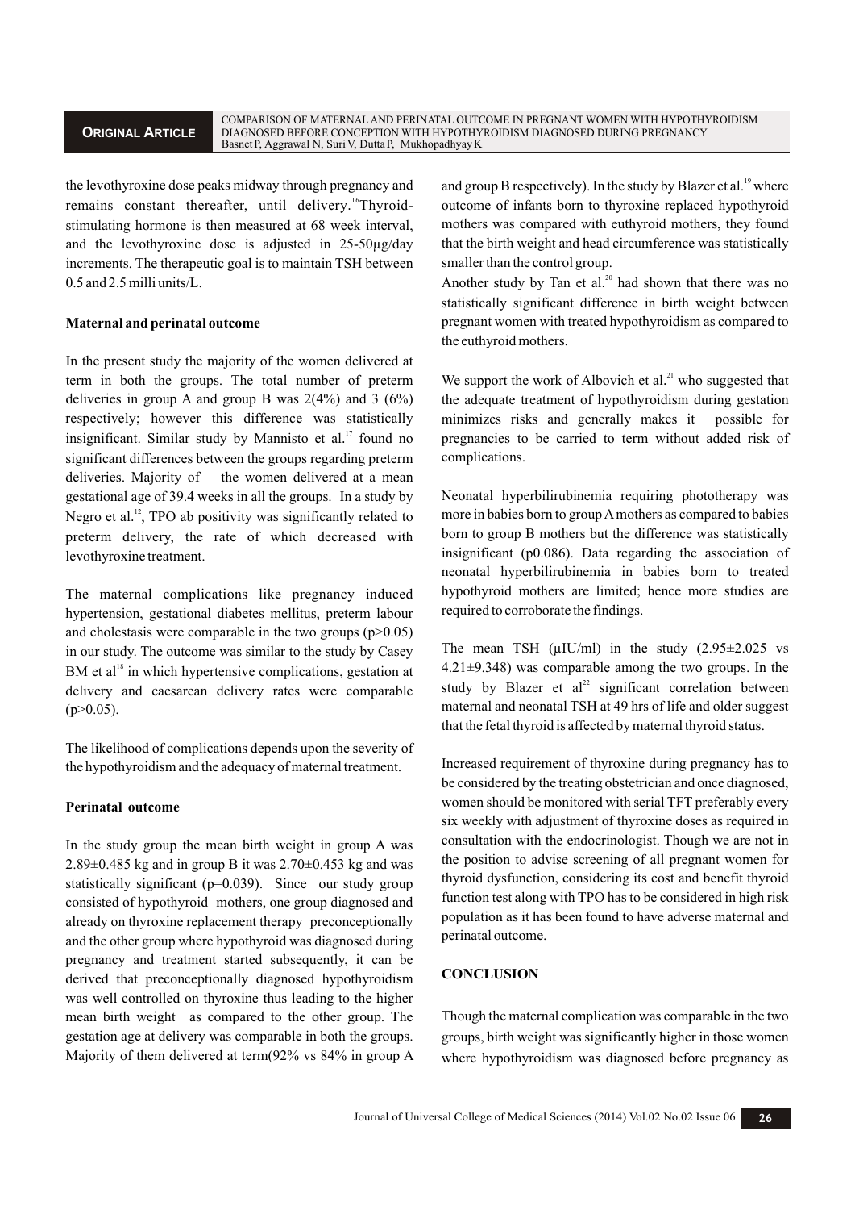the levothyroxine dose peaks midway through pregnancy and remains constant thereafter, until delivery.[16] Thyroid-stimulating hormone is then measured at 68 week interval, and the levothyroxine dose is adjusted in 25-50µg/day increments. The therapeutic goal is to maintain TSH between 0.5 and 2.5 milli units/L.

**Maternal and perinatal outcome**

In the present study the majority of the women delivered at term in both the groups. The total number of preterm deliveries in group A and group B was 2(4%) and 3 (6%) respectively; however this difference was statistically insignificant. Similar study by Mannisto et al.[17] found no significant differences between the groups regarding preterm deliveries. Majority of the women delivered at a mean gestational age of 39.4 weeks in all the groups. In a study by Negro et al.[12], TPO ab positivity was significantly related to preterm delivery, the rate of which decreased with levothyroxine treatment.

The maternal complications like pregnancy induced hypertension, gestational diabetes mellitus, preterm labour and cholestasis were comparable in the two groups ($p>0.05$) in our study. The outcome was similar to the study by Casey BM et al[18] in which hypertensive complications, gestation at delivery and caesarean delivery rates were comparable ($p>0.05$).

The likelihood of complications depends upon the severity of the hypothyroidism and the adequacy of maternal treatment.

**Perinatal outcome**

In the study group the mean birth weight in group A was 2.89±0.485 kg and in group B it was 2.70±0.453 kg and was statistically significant ($p=0.039$). Since our study group consisted of hypothyroid mothers, one group diagnosed and already on thyroxine replacement therapy preconceptionally and the other group where hypothyroid was diagnosed during pregnancy and treatment started subsequently, it can be derived that preconceptionally diagnosed hypothyroidism was well controlled on thyroxine thus leading to the higher mean birth weight as compared to the other group. The gestation age at delivery was comparable in both the groups. Majority of them delivered at term(92% vs 84% in group A and group B respectively). In the study by Blazer et al.[19] where outcome of infants born to thyroxine replaced hypothyroid mothers was compared with euthyroid mothers, they found that the birth weight and head circumference was statistically smaller than the control group.

Another study by Tan et al.[20] had shown that there was no statistically significant difference in birth weight between pregnant women with treated hypothyroidism as compared to the euthyroid mothers.

We support the work of Albovich et al.[21] who suggested that the adequate treatment of hypothyroidism during gestation minimizes risks and generally makes it possible for pregnancies to be carried to term without added risk of complications.

Neonatal hyperbilirubinemia requiring phototherapy was more in babies born to group A mothers as compared to babies born to group B mothers but the difference was statistically insignificant (p0.086). Data regarding the association of neonatal hyperbilirubinemia in babies born to treated hypothyroid mothers are limited; hence more studies are required to corroborate the findings.

The mean TSH (µIU/ml) in the study (2.95±2.025 vs 4.21±9.348) was comparable among the two groups. In the study by Blazer et al[22] significant correlation between maternal and neonatal TSH at 49 hrs of life and older suggest that the fetal thyroid is affected by maternal thyroid status.

Increased requirement of thyroxine during pregnancy has to be considered by the treating obstetrician and once diagnosed, women should be monitored with serial TFT preferably every six weekly with adjustment of thyroxine doses as required in consultation with the endocrinologist. Though we are not in the position to advise screening of all pregnant women for thyroid dysfunction, considering its cost and benefit thyroid function test along with TPO has to be considered in high risk population as it has been found to have adverse maternal and perinatal outcome.

**CONCLUSION**

Though the maternal complication was comparable in the two groups, birth weight was significantly higher in those women where hypothyroidism was diagnosed before pregnancy as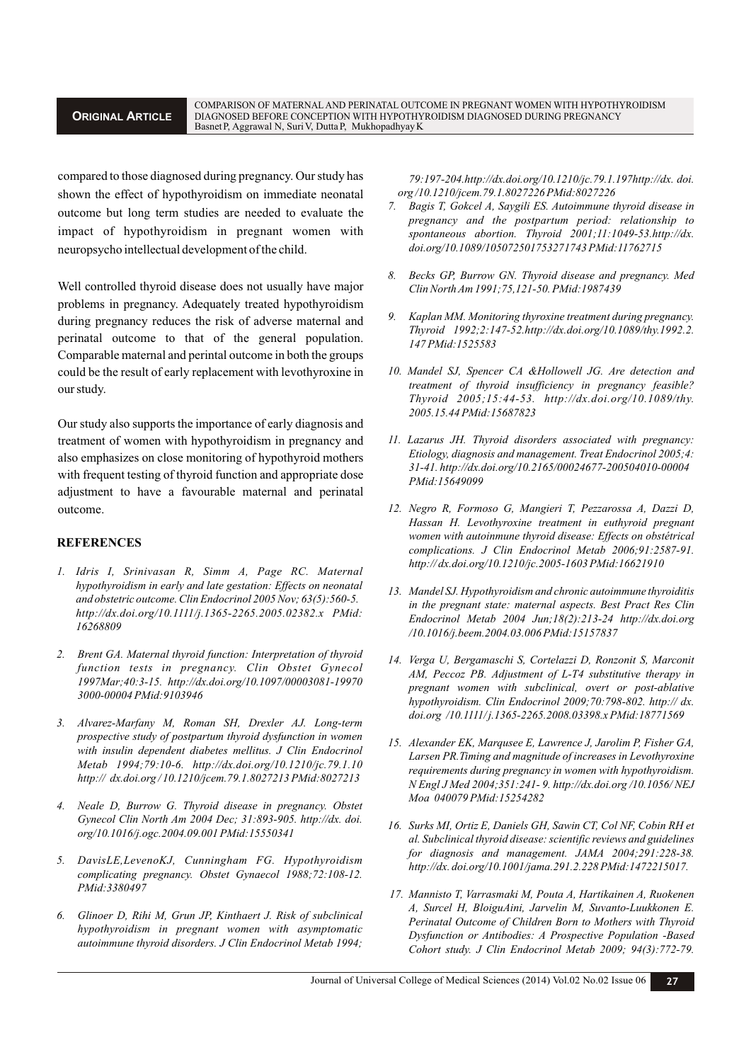compared to those diagnosed during pregnancy. Our study has shown the effect of hypothyroidism on immediate neonatal outcome but long term studies are needed to evaluate the impact of hypothyroidism in pregnant women with neuropsycho intellectual development of the child.

Well controlled thyroid disease does not usually have major problems in pregnancy. Adequately treated hypothyroidism during pregnancy reduces the risk of adverse maternal and perinatal outcome to that of the general population. Comparable maternal and perintal outcome in both the groups could be the result of early replacement with levothyroxine in our study.

Our study also supports the importance of early diagnosis and treatment of women with hypothyroidism in pregnancy and also emphasizes on close monitoring of hypothyroid mothers with frequent testing of thyroid function and appropriate dose adjustment to have a favourable maternal and perinatal outcome.

## REFERENCES

1. *Idris I, Srinivasan R, Simm A, Page RC. Maternal hypothyroidism in early and late gestation: Effects on neonatal and obstetric outcome. Clin Endocrinol 2005 Nov; 63(5):560-5. http://dx.doi.org/10.1111/j.1365-2265.2005.02382.x PMid: 16268809*
2. *Brent GA. Maternal thyroid function: Interpretation of thyroid function tests in pregnancy. Clin Obstet Gynecol 1997Mar;40:3-15. http://dx.doi.org/10.1097/00003081-19970 3000-00004 PMid:9103946*
3. *Alvarez-Marfany M, Roman SH, Drexler AJ. Long-term prospective study of postpartum thyroid dysfunction in women with insulin dependent diabetes mellitus. J Clin Endocrinol Metab 1994;79:10-6. http://dx.doi.org/10.1210/jc.79.1.10 http:// dx.doi.org / 10.1210/jcem.79.1.8027213 PMid:8027213*
4. *Neale D, Burrow G. Thyroid disease in pregnancy. Obstet Gynecol Clin North Am 2004 Dec; 31:893-905. http://dx. doi. org/10.1016/j.ogc.2004.09.001 PMid:15550341*
5. *DavisLE,LevenoKJ, Cunningham FG. Hypothyroidism complicating pregnancy. Obstet Gynaecol 1988;72:108-12. PMid:3380497*
6. *Glinoer D, Rihi M, Grun JP, Kinthaert J. Risk of subclinical hypothyroidism in pregnant women with asymptomatic autoimmune thyroid disorders. J Clin Endocrinol Metab 1994; 79:197-204.http://dx.doi.org/10.1210/jc.79.1.197http://dx. doi. org /10.1210/jcem.79.1.8027226 PMid:8027226*
7. *Bagis T, Gokcel A, Saygili ES. Autoimmune thyroid disease in pregnancy and the postpartum period: relationship to spontaneous abortion. Thyroid 2001;11:1049-53.http://dx. doi.org/10.1089/105072501753271743 PMid:11762715*
8. *Becks GP, Burrow GN. Thyroid disease and pregnancy. Med Clin North Am 1991;75,121-50. PMid:1987439*
9. *Kaplan MM. Monitoring thyroxine treatment during pregnancy. Thyroid 1992;2:147-52.http://dx.doi.org/10.1089/thy.1992.2. 147 PMid:1525583*
10. *Mandel SJ, Spencer CA &Hollowell JG. Are detection and treatment of thyroid insufficiency in pregnancy feasible? Thyroid 2005;15:44-53. http://dx.doi.org/10.1089/thy. 2005.15.44 PMid:15687823*
11. *Lazarus JH. Thyroid disorders associated with pregnancy: Etiology, diagnosis and management. Treat Endocrinol 2005;4: 31-41. http://dx.doi.org/10.2165/00024677-200504010-00004 PMid:15649099*
12. *Negro R, Formoso G, Mangieri T, Pezzarossa A, Dazzi D, Hassan H. Levothyroxine treatment in euthyroid pregnant women with autoinmune thyroid disease: Effects on obstétrical complications. J Clin Endocrinol Metab 2006;91:2587-91. http:// dx.doi.org/10.1210/jc.2005-1603 PMid:16621910*
13. *Mandel SJ. Hypothyroidism and chronic autoimmune thyroiditis in the pregnant state: maternal aspects. Best Pract Res Clin Endocrinol Metab 2004 Jun;18(2):213-24 http://dx.doi.org /10.1016/j.beem.2004.03.006 PMid:15157837*
14. *Verga U, Bergamaschi S, Cortelazzi D, Ronzonit S, Marconit AM, Peccoz PB. Adjustment of L-T4 substitutive therapy in pregnant women with subclinical, overt or post-ablative hypothyroidism. Clin Endocrinol 2009;70:798-802. http:// dx. doi.org /10.1111/ j.1365-2265.2008.03398.x PMid:18771569*
15. *Alexander EK, Marqusee E, Lawrence J, Jarolim P, Fisher GA, Larsen PR.Timing and magnitude of increases in Levothyroxine requirements during pregnancy in women with hypothyroidism. N Engl J Med 2004;351:241- 9. http://dx.doi.org /10.1056/ NEJ Moa 040079 PMid:15254282*
16. *Surks MI, Ortiz E, Daniels GH, Sawin CT, Col NF, Cobin RH et al. Subclinical thyroid disease: scientific reviews and guidelines for diagnosis and management. JAMA 2004;291:228-38. http://dx. doi.org/10.1001/jama.291.2.228 PMid:1472215017.*
17. *Mannisto T, Varrasmaki M, Pouta A, Hartikainen A, Ruokenen A, Surcel H, BloiguAini, Jarvelin M, Suvanto-Luukkonen E. Perinatal Outcome of Children Born to Mothers with Thyroid Dysfunction or Antibodies: A Prospective Population -Based Cohort study. J Clin Endocrinol Metab 2009; 94(3):772-79.*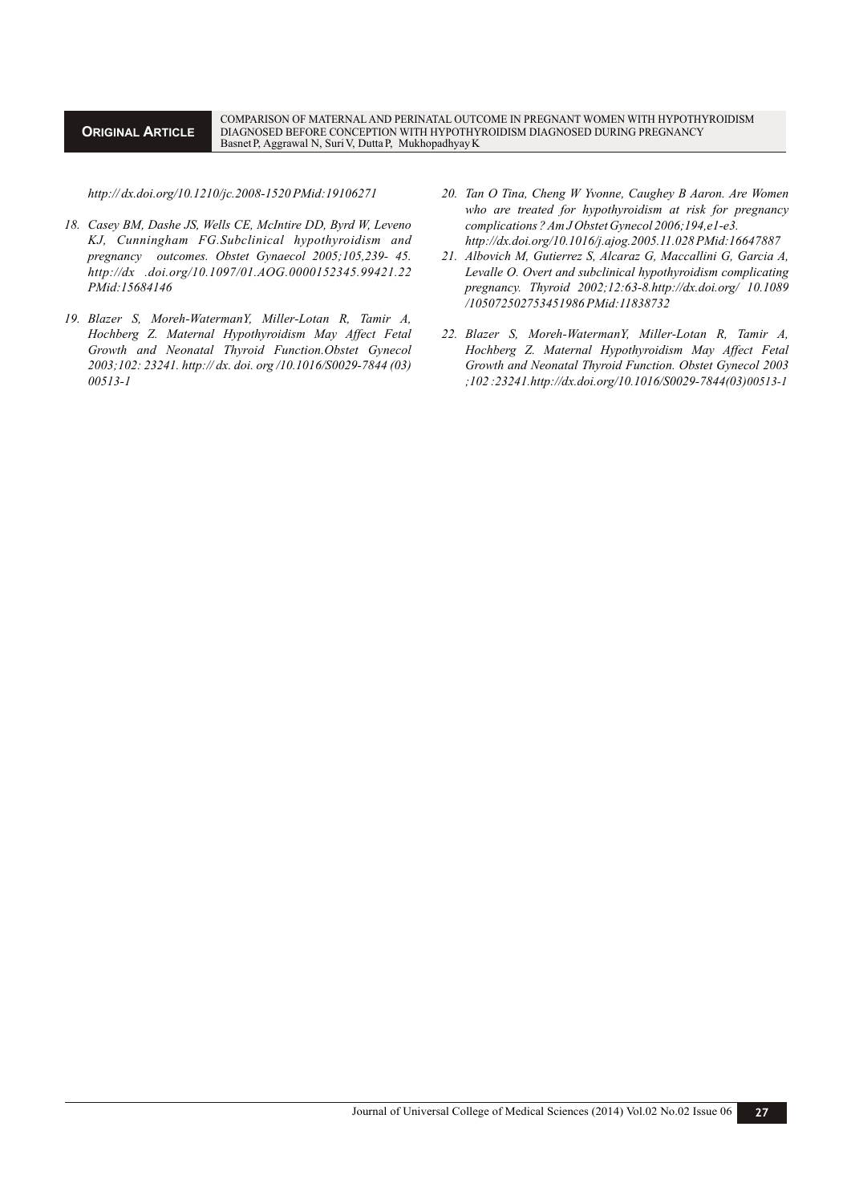*http:// dx.doi.org/10.1210/jc.2008-1520 PMid:19106271*

18. *Casey BM, Dashe JS, Wells CE, McIntire DD, Byrd W, Leveno KJ, Cunningham FG.Subclinical hypothyroidism and pregnancy outcomes. Obstet Gynaecol 2005;105,239- 45. http://dx .doi.org/10.1097/01.AOG.0000152345.99421.22 PMid:15684146*

19. *Blazer S, Moreh-WatermanY, Miller-Lotan R, Tamir A, Hochberg Z. Maternal Hypothyroidism May Affect Fetal Growth and Neonatal Thyroid Function.Obstet Gynecol 2003;102: 23241. http:// dx. doi. org /10.1016/S0029-7844 (03) 00513-1*

20. *Tan O Tina, Cheng W Yvonne, Caughey B Aaron. Are Women who are treated for hypothyroidism at risk for pregnancy complications ? Am J Obstet Gynecol 2006;194,e1-e3. http://dx.doi.org/10.1016/j.ajog.2005.11.028 PMid:16647887*

21. *Albovich M, Gutierrez S, Alcaraz G, Maccallini G, Garcia A, Levalle O. Overt and subclinical hypothyroidism complicating pregnancy. Thyroid 2002;12:63-8.http://dx.doi.org/ 10.1089 /105072502753451986 PMid:11838732*

22. *Blazer S, Moreh-WatermanY, Miller-Lotan R, Tamir A, Hochberg Z. Maternal Hypothyroidism May Affect Fetal Growth and Neonatal Thyroid Function. Obstet Gynecol 2003 ;102 :23241.http://dx.doi.org/10.1016/S0029-7844(03)00513-1*